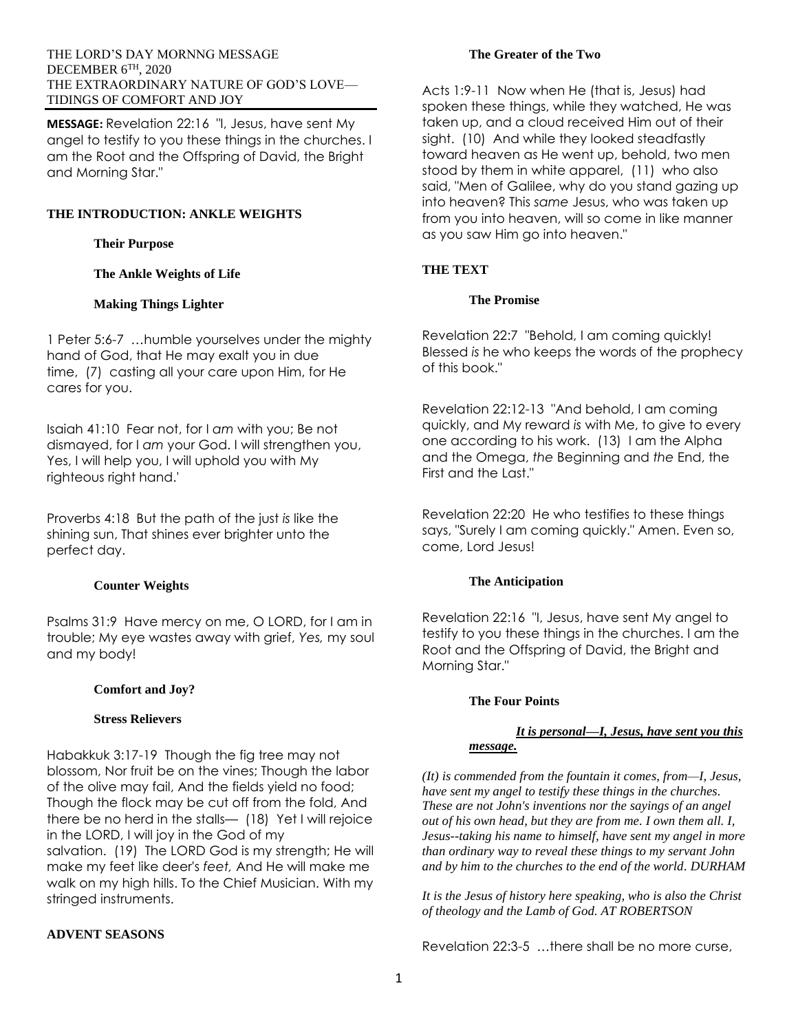THE LORD'S DAY MORNNG MESSAGE
DECEMBER 6TH, 2020
THE EXTRAORDINARY NATURE OF GOD'S LOVE—TIDINGS OF COMFORT AND JOY

**MESSAGE:** Revelation 22:16 "I, Jesus, have sent My angel to testify to you these things in the churches. I am the Root and the Offspring of David, the Bright and Morning Star."

## THE INTRODUCTION: ANKLE WEIGHTS

### Their Purpose

### The Ankle Weights of Life

### Making Things Lighter

1 Peter 5:6-7 …humble yourselves under the mighty hand of God, that He may exalt you in due time, (7) casting all your care upon Him, for He cares for you.

Isaiah 41:10 Fear not, for I *am* with you; Be not dismayed, for I *am* your God. I will strengthen you, Yes, I will help you, I will uphold you with My righteous right hand.'

Proverbs 4:18 But the path of the just *is* like the shining sun, That shines ever brighter unto the perfect day.

### Counter Weights

Psalms 31:9 Have mercy on me, O LORD, for I am in trouble; My eye wastes away with grief, *Yes,* my soul and my body!

### Comfort and Joy?

### Stress Relievers

Habakkuk 3:17-19 Though the fig tree may not blossom, Nor fruit be on the vines; Though the labor of the olive may fail, And the fields yield no food; Though the flock may be cut off from the fold, And there be no herd in the stalls— (18) Yet I will rejoice in the LORD, I will joy in the God of my salvation. (19) The LORD God is my strength; He will make my feet like deer's *feet,* And He will make me walk on my high hills. To the Chief Musician. With my stringed instruments.

## ADVENT SEASONS

### The Greater of the Two

Acts 1:9-11 Now when He (that is, Jesus) had spoken these things, while they watched, He was taken up, and a cloud received Him out of their sight. (10) And while they looked steadfastly toward heaven as He went up, behold, two men stood by them in white apparel, (11) who also said, "Men of Galilee, why do you stand gazing up into heaven? This *same* Jesus, who was taken up from you into heaven, will so come in like manner as you saw Him go into heaven."

## THE TEXT

### The Promise

Revelation 22:7 "Behold, I am coming quickly! Blessed *is* he who keeps the words of the prophecy of this book."

Revelation 22:12-13 "And behold, I am coming quickly, and My reward *is* with Me, to give to every one according to his work. (13) I am the Alpha and the Omega, *the* Beginning and *the* End, the First and the Last."

Revelation 22:20 He who testifies to these things says, "Surely I am coming quickly." Amen. Even so, come, Lord Jesus!

### The Anticipation

Revelation 22:16 "I, Jesus, have sent My angel to testify to you these things in the churches. I am the Root and the Offspring of David, the Bright and Morning Star."

### The Four Points

***It is personal—I, Jesus, have sent you this message.***

*(It) is commended from the fountain it comes, from—I, Jesus, have sent my angel to testify these things in the churches. These are not John's inventions nor the sayings of an angel out of his own head, but they are from me. I own them all. I, Jesus--taking his name to himself, have sent my angel in more than ordinary way to reveal these things to my servant John and by him to the churches to the end of the world. DURHAM*

*It is the Jesus of history here speaking, who is also the Christ of theology and the Lamb of God. AT ROBERTSON*

Revelation 22:3-5 …there shall be no more curse,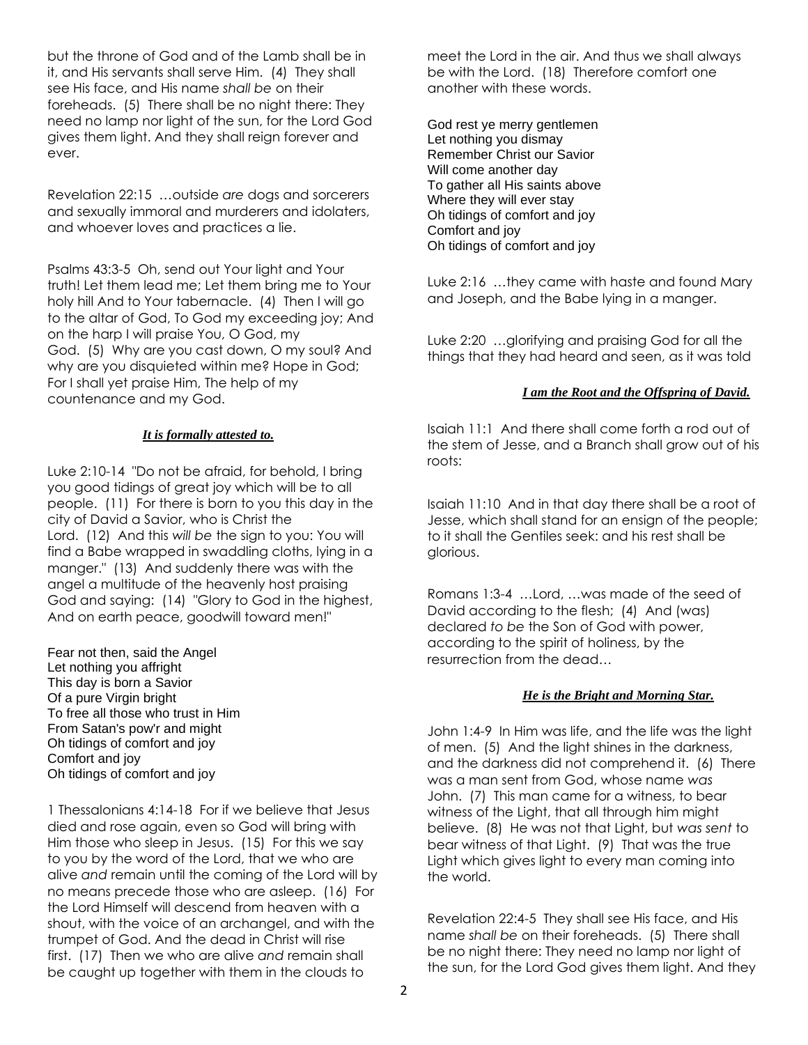but the throne of God and of the Lamb shall be in it, and His servants shall serve Him. (4) They shall see His face, and His name *shall be* on their foreheads. (5) There shall be no night there: They need no lamp nor light of the sun, for the Lord God gives them light. And they shall reign forever and ever.

Revelation 22:15 …outside *are* dogs and sorcerers and sexually immoral and murderers and idolaters, and whoever loves and practices a lie.

Psalms 43:3-5 Oh, send out Your light and Your truth! Let them lead me; Let them bring me to Your holy hill And to Your tabernacle. (4) Then I will go to the altar of God, To God my exceeding joy; And on the harp I will praise You, O God, my God. (5) Why are you cast down, O my soul? And why are you disquieted within me? Hope in God; For I shall yet praise Him, The help of my countenance and my God.

***It is formally attested to.***

Luke 2:10-14 "Do not be afraid, for behold, I bring you good tidings of great joy which will be to all people. (11) For there is born to you this day in the city of David a Savior, who is Christ the Lord. (12) And this *will be* the sign to you: You will find a Babe wrapped in swaddling cloths, lying in a manger." (13) And suddenly there was with the angel a multitude of the heavenly host praising God and saying: (14) "Glory to God in the highest, And on earth peace, goodwill toward men!"

Fear not then, said the Angel
Let nothing you affright
This day is born a Savior
Of a pure Virgin bright
To free all those who trust in Him
From Satan's pow'r and might
Oh tidings of comfort and joy
Comfort and joy
Oh tidings of comfort and joy

1 Thessalonians 4:14-18 For if we believe that Jesus died and rose again, even so God will bring with Him those who sleep in Jesus. (15) For this we say to you by the word of the Lord, that we who are alive *and* remain until the coming of the Lord will by no means precede those who are asleep. (16) For the Lord Himself will descend from heaven with a shout, with the voice of an archangel, and with the trumpet of God. And the dead in Christ will rise first. (17) Then we who are alive *and* remain shall be caught up together with them in the clouds to meet the Lord in the air. And thus we shall always be with the Lord. (18) Therefore comfort one another with these words.

God rest ye merry gentlemen
Let nothing you dismay
Remember Christ our Savior
Will come another day
To gather all His saints above
Where they will ever stay
Oh tidings of comfort and joy
Comfort and joy
Oh tidings of comfort and joy

Luke 2:16 …they came with haste and found Mary and Joseph, and the Babe lying in a manger.

Luke 2:20 …glorifying and praising God for all the things that they had heard and seen, as it was told

***I am the Root and the Offspring of David.***

Isaiah 11:1 And there shall come forth a rod out of the stem of Jesse, and a Branch shall grow out of his roots:

Isaiah 11:10 And in that day there shall be a root of Jesse, which shall stand for an ensign of the people; to it shall the Gentiles seek: and his rest shall be glorious.

Romans 1:3-4 …Lord, …was made of the seed of David according to the flesh; (4) And (was) declared *to be* the Son of God with power, according to the spirit of holiness, by the resurrection from the dead…

***He is the Bright and Morning Star.***

John 1:4-9 In Him was life, and the life was the light of men. (5) And the light shines in the darkness, and the darkness did not comprehend it. (6) There was a man sent from God, whose name *was* John. (7) This man came for a witness, to bear witness of the Light, that all through him might believe. (8) He was not that Light, but *was sent* to bear witness of that Light. (9) That was the true Light which gives light to every man coming into the world.

Revelation 22:4-5 They shall see His face, and His name *shall be* on their foreheads. (5) There shall be no night there: They need no lamp nor light of the sun, for the Lord God gives them light. And they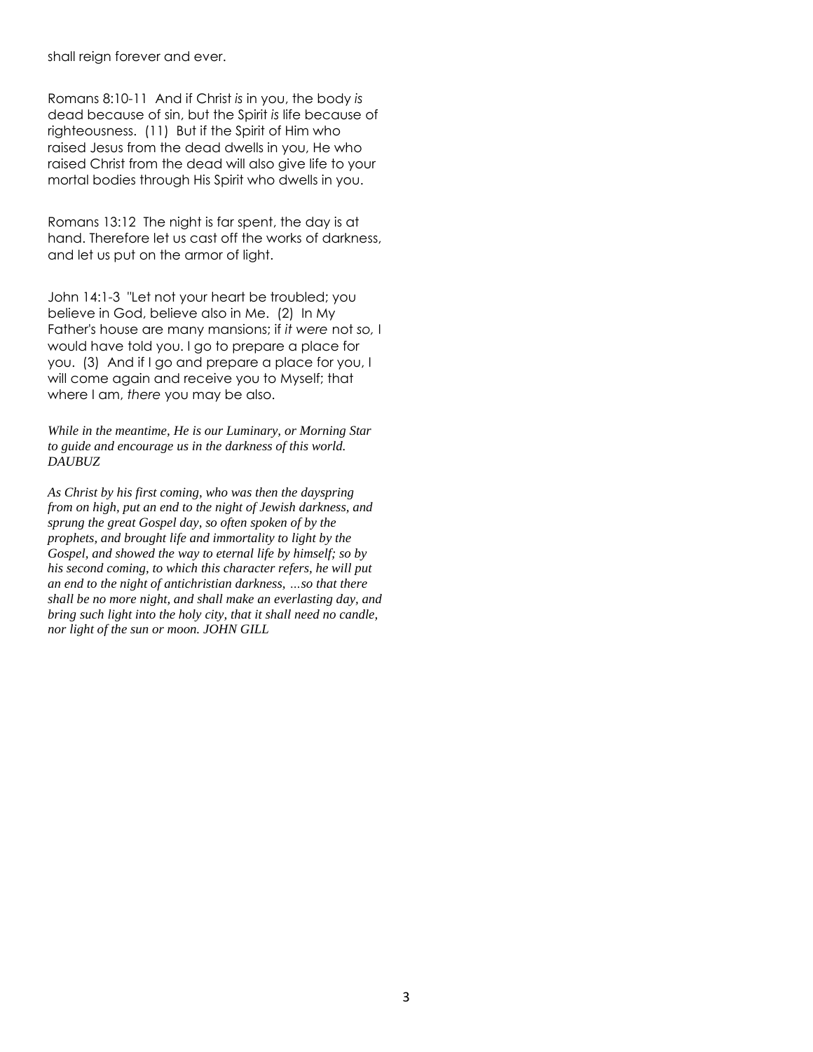shall reign forever and ever.

Romans 8:10-11  And if Christ *is* in you, the body *is* dead because of sin, but the Spirit *is* life because of righteousness.  (11)  But if the Spirit of Him who raised Jesus from the dead dwells in you, He who raised Christ from the dead will also give life to your mortal bodies through His Spirit who dwells in you.

Romans 13:12  The night is far spent, the day is at hand. Therefore let us cast off the works of darkness, and let us put on the armor of light.

John 14:1-3  "Let not your heart be troubled; you believe in God, believe also in Me.  (2)  In My Father's house are many mansions; if *it were* not *so,* I would have told you. I go to prepare a place for you.  (3)  And if I go and prepare a place for you, I will come again and receive you to Myself; that where I am, *there* you may be also.

*While in the meantime, He is our Luminary, or Morning Star to guide and encourage us in the darkness of this world. DAUBUZ*

*As Christ by his first coming, who was then the dayspring from on high, put an end to the night of Jewish darkness, and sprung the great Gospel day, so often spoken of by the prophets, and brought life and immortality to light by the Gospel, and showed the way to eternal life by himself; so by his second coming, to which this character refers, he will put an end to the night of antichristian darkness, …so that there shall be no more night, and shall make an everlasting day, and bring such light into the holy city, that it shall need no candle, nor light of the sun or moon. JOHN GILL*